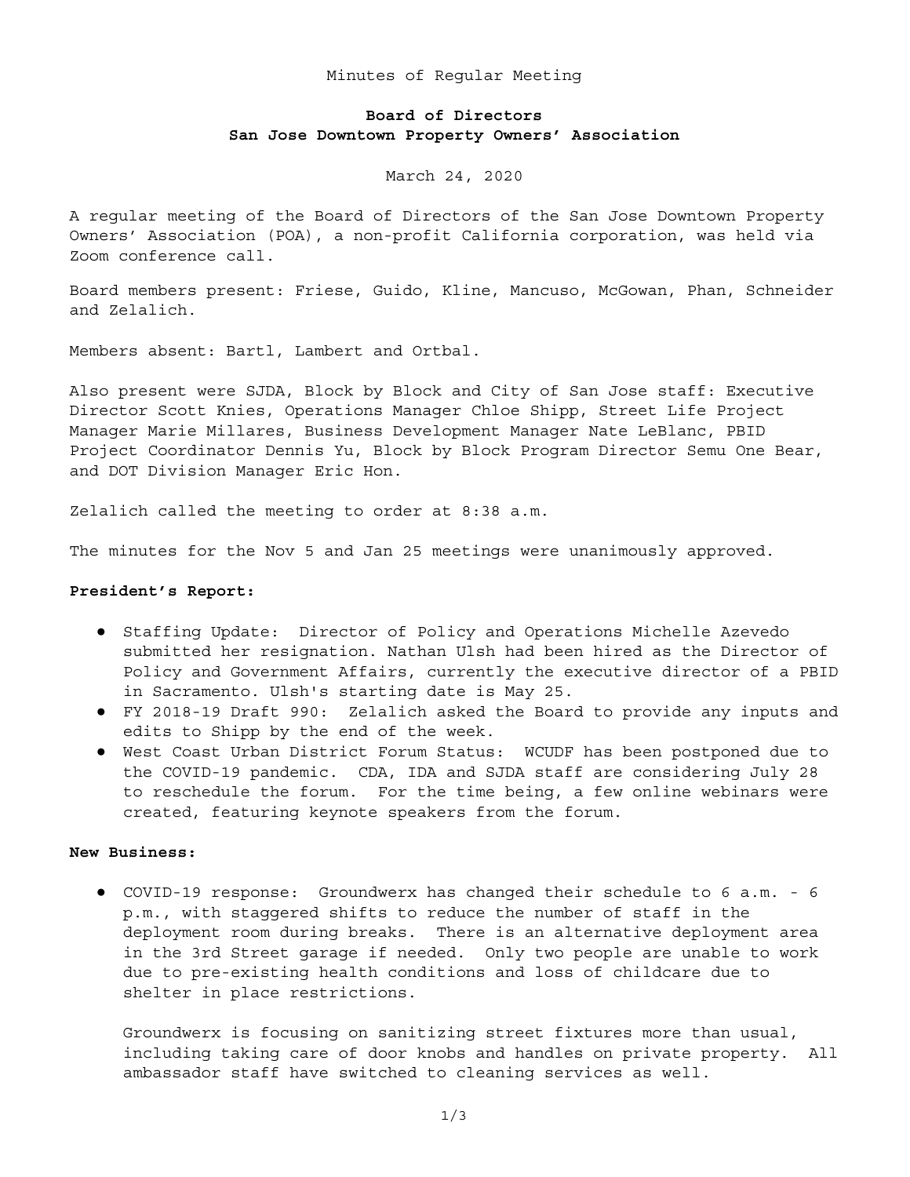Minutes of Regular Meeting

**Board of Directors**
**San Jose Downtown Property Owners' Association**

March 24, 2020

A regular meeting of the Board of Directors of the San Jose Downtown Property Owners' Association (POA), a non-profit California corporation, was held via Zoom conference call.

Board members present: Friese, Guido, Kline, Mancuso, McGowan, Phan, Schneider and Zelalich.

Members absent: Bartl, Lambert and Ortbal.

Also present were SJDA, Block by Block and City of San Jose staff: Executive Director Scott Knies, Operations Manager Chloe Shipp, Street Life Project Manager Marie Millares, Business Development Manager Nate LeBlanc, PBID Project Coordinator Dennis Yu, Block by Block Program Director Semu One Bear, and DOT Division Manager Eric Hon.

Zelalich called the meeting to order at 8:38 a.m.

The minutes for the Nov 5 and Jan 25 meetings were unanimously approved.

**President's Report:**

- Staffing Update: Director of Policy and Operations Michelle Azevedo submitted her resignation. Nathan Ulsh had been hired as the Director of Policy and Government Affairs, currently the executive director of a PBID in Sacramento. Ulsh's starting date is May 25.
- FY 2018-19 Draft 990: Zelalich asked the Board to provide any inputs and edits to Shipp by the end of the week.
- West Coast Urban District Forum Status: WCUDF has been postponed due to the COVID-19 pandemic. CDA, IDA and SJDA staff are considering July 28 to reschedule the forum. For the time being, a few online webinars were created, featuring keynote speakers from the forum.

**New Business:**

- COVID-19 response: Groundwerx has changed their schedule to 6 a.m. - 6 p.m., with staggered shifts to reduce the number of staff in the deployment room during breaks. There is an alternative deployment area in the 3rd Street garage if needed. Only two people are unable to work due to pre-existing health conditions and loss of childcare due to shelter in place restrictions.

  Groundwerx is focusing on sanitizing street fixtures more than usual, including taking care of door knobs and handles on private property. All ambassador staff have switched to cleaning services as well.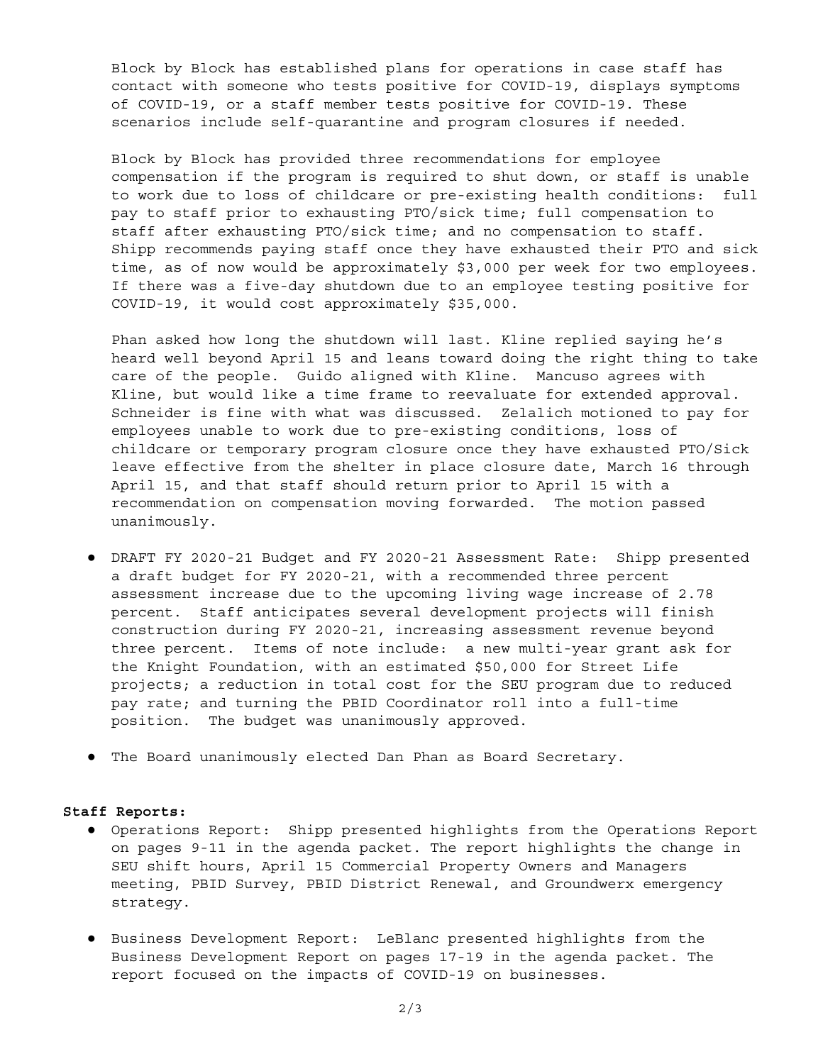Block by Block has established plans for operations in case staff has contact with someone who tests positive for COVID-19, displays symptoms of COVID-19, or a staff member tests positive for COVID-19. These scenarios include self-quarantine and program closures if needed.

Block by Block has provided three recommendations for employee compensation if the program is required to shut down, or staff is unable to work due to loss of childcare or pre-existing health conditions: full pay to staff prior to exhausting PTO/sick time; full compensation to staff after exhausting PTO/sick time; and no compensation to staff. Shipp recommends paying staff once they have exhausted their PTO and sick time, as of now would be approximately $3,000 per week for two employees. If there was a five-day shutdown due to an employee testing positive for COVID-19, it would cost approximately $35,000.

Phan asked how long the shutdown will last. Kline replied saying he's heard well beyond April 15 and leans toward doing the right thing to take care of the people. Guido aligned with Kline. Mancuso agrees with Kline, but would like a time frame to reevaluate for extended approval. Schneider is fine with what was discussed. Zelalich motioned to pay for employees unable to work due to pre-existing conditions, loss of childcare or temporary program closure once they have exhausted PTO/Sick leave effective from the shelter in place closure date, March 16 through April 15, and that staff should return prior to April 15 with a recommendation on compensation moving forwarded. The motion passed unanimously.

- DRAFT FY 2020-21 Budget and FY 2020-21 Assessment Rate: Shipp presented a draft budget for FY 2020-21, with a recommended three percent assessment increase due to the upcoming living wage increase of 2.78 percent. Staff anticipates several development projects will finish construction during FY 2020-21, increasing assessment revenue beyond three percent. Items of note include: a new multi-year grant ask for the Knight Foundation, with an estimated $50,000 for Street Life projects; a reduction in total cost for the SEU program due to reduced pay rate; and turning the PBID Coordinator roll into a full-time position. The budget was unanimously approved.

- The Board unanimously elected Dan Phan as Board Secretary.

**Staff Reports:**

- Operations Report: Shipp presented highlights from the Operations Report on pages 9-11 in the agenda packet. The report highlights the change in SEU shift hours, April 15 Commercial Property Owners and Managers meeting, PBID Survey, PBID District Renewal, and Groundwerx emergency strategy.

- Business Development Report: LeBlanc presented highlights from the Business Development Report on pages 17-19 in the agenda packet. The report focused on the impacts of COVID-19 on businesses.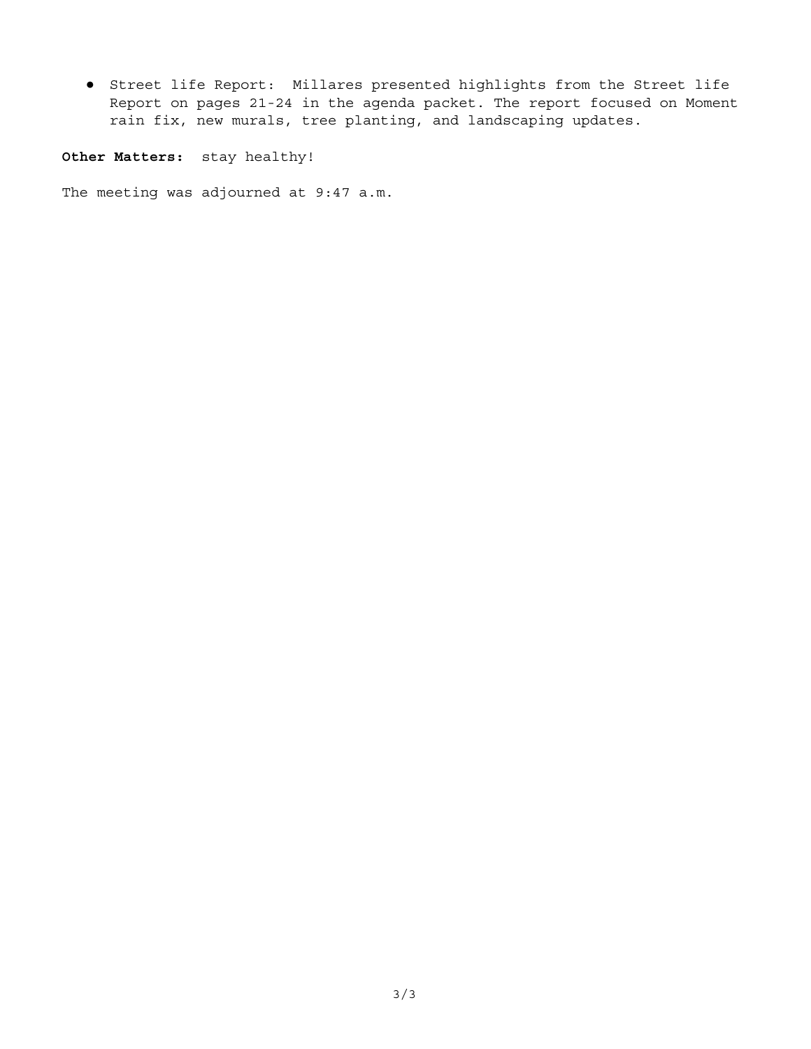- Street life Report: Millares presented highlights from the Street life Report on pages 21-24 in the agenda packet. The report focused on Moment rain fix, new murals, tree planting, and landscaping updates.

**Other Matters:** stay healthy!

The meeting was adjourned at 9:47 a.m.